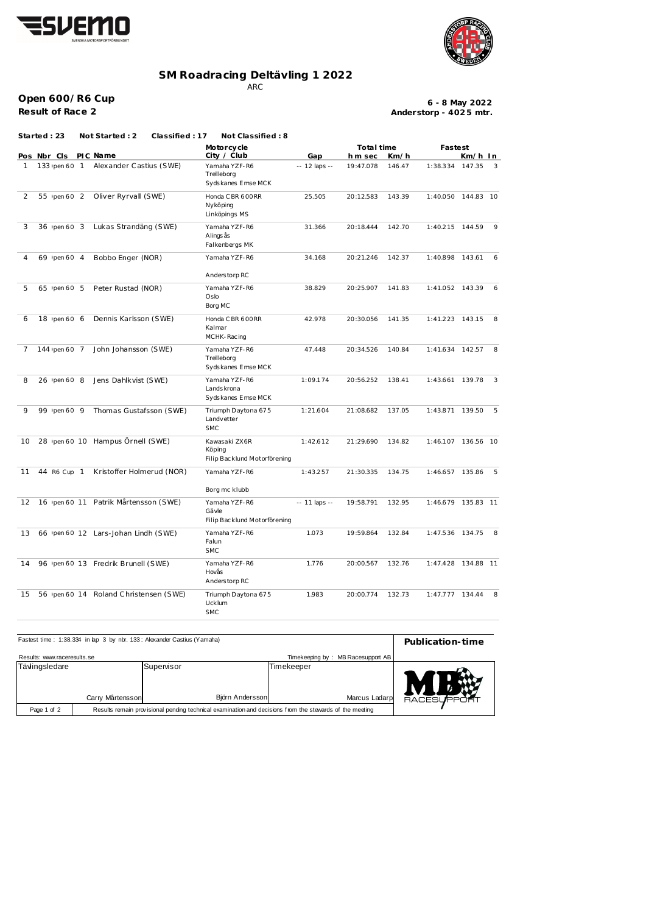# SM Roadracing Deltävling 1 2022

ARC

**Open 600/R6 Cup**

**Result of Race 2**

**6 - 8 May 2022**
**Anderstorp - 4025 mtr.**

**Started : 23 Not Started : 2 Classified : 17 Not Classified : 8**

| Pos | Nbr | Cls | PIC | Name | Motorcycle City / Club | Gap | Total time h m sec | Km/h | Fastest | Km/h | In |
|---|---|---|---|---|---|---|---|---|---|---|---|
| 1 | 133 | Open 600 | 1 | Alexander Castius (SWE) | Yamaha YZF-R6<br>Trelleborg<br>Sydskanes Emse MCK | -- 12 laps -- | 19:47.078 | 146.47 | 1:38.334 | 147.35 | 3 |
| 2 | 55 | Open 600 | 2 | Oliver Ryrvall (SWE) | Honda CBR 600RR<br>Nyköping<br>Linköpings MS | 25.505 | 20:12.583 | 143.39 | 1:40.050 | 144.83 | 10 |
| 3 | 36 | Open 600 | 3 | Lukas Strandäng (SWE) | Yamaha YZF-R6<br>Alingsås<br>Falkenbergs MK | 31.366 | 20:18.444 | 142.70 | 1:40.215 | 144.59 | 9 |
| 4 | 69 | Open 600 | 4 | Bobbo Enger (NOR) | Yamaha YZF-R6<br><br>Anderstorp RC | 34.168 | 20:21.246 | 142.37 | 1:40.898 | 143.61 | 6 |
| 5 | 65 | Open 600 | 5 | Peter Rustad (NOR) | Yamaha YZF-R6<br>Oslo<br>Borg MC | 38.829 | 20:25.907 | 141.83 | 1:41.052 | 143.39 | 6 |
| 6 | 18 | Open 600 | 6 | Dennis Karlsson (SWE) | Honda CBR 600RR<br>Kalmar<br>MCHK-Racing | 42.978 | 20:30.056 | 141.35 | 1:41.223 | 143.15 | 8 |
| 7 | 144 | Open 600 | 7 | John Johansson (SWE) | Yamaha YZF-R6<br>Trelleborg<br>Sydskanes Emse MCK | 47.448 | 20:34.526 | 140.84 | 1:41.634 | 142.57 | 8 |
| 8 | 26 | Open 600 | 8 | Jens Dahlkvist (SWE) | Yamaha YZF-R6<br>Landskrona<br>Sydskanes Emse MCK | 1:09.174 | 20:56.252 | 138.41 | 1:43.661 | 139.78 | 3 |
| 9 | 99 | Open 600 | 9 | Thomas Gustafsson (SWE) | Triumph Daytona 675<br>Landvetter<br>SMC | 1:21.604 | 21:08.682 | 137.05 | 1:43.871 | 139.50 | 5 |
| 10 | 28 | Open 600 | 10 | Hampus Örnell (SWE) | Kawasaki ZX6R<br>Köping<br>Filip Backlund Motorförening | 1:42.612 | 21:29.690 | 134.82 | 1:46.107 | 136.56 | 10 |
| 11 | 44 | R6 Cup | 1 | Kristoffer Holmerud (NOR) | Yamaha YZF-R6<br><br>Borg mc klubb | 1:43.257 | 21:30.335 | 134.75 | 1:46.657 | 135.86 | 5 |
| 12 | 16 | Open 600 | 11 | Patrik Mårtensson (SWE) | Yamaha YZF-R6<br>Gävle<br>Filip Backlund Motorförening | -- 11 laps -- | 19:58.791 | 132.95 | 1:46.679 | 135.83 | 11 |
| 13 | 66 | Open 600 | 12 | Lars-Johan Lindh (SWE) | Yamaha YZF-R6<br>Falun<br>SMC | 1.073 | 19:59.864 | 132.84 | 1:47.536 | 134.75 | 8 |
| 14 | 96 | Open 600 | 13 | Fredrik Brunell (SWE) | Yamaha YZF-R6<br>Hovås<br>Anderstorp RC | 1.776 | 20:00.567 | 132.76 | 1:47.428 | 134.88 | 11 |
| 15 | 56 | Open 600 | 14 | Roland Christensen (SWE) | Triumph Daytona 675<br>Ucklum<br>SMC | 1.983 | 20:00.774 | 132.73 | 1:47.777 | 134.44 | 8 |

Fastest time : 1:38.334 in lap 3 by nbr. 133 : Alexander Castius (Yamaha)

**Publication-time**

Results: www.raceresults.se

Timekeeping by : MB Racesupport AB

| Tävlingsledare | Supervisor | Timekeeper |
|---|---|---|
| Carry Mårtensson | Björn Andersson | Marcus Ladarp |

Results remain provisional pending technical examination and decisions from the stewards of the meeting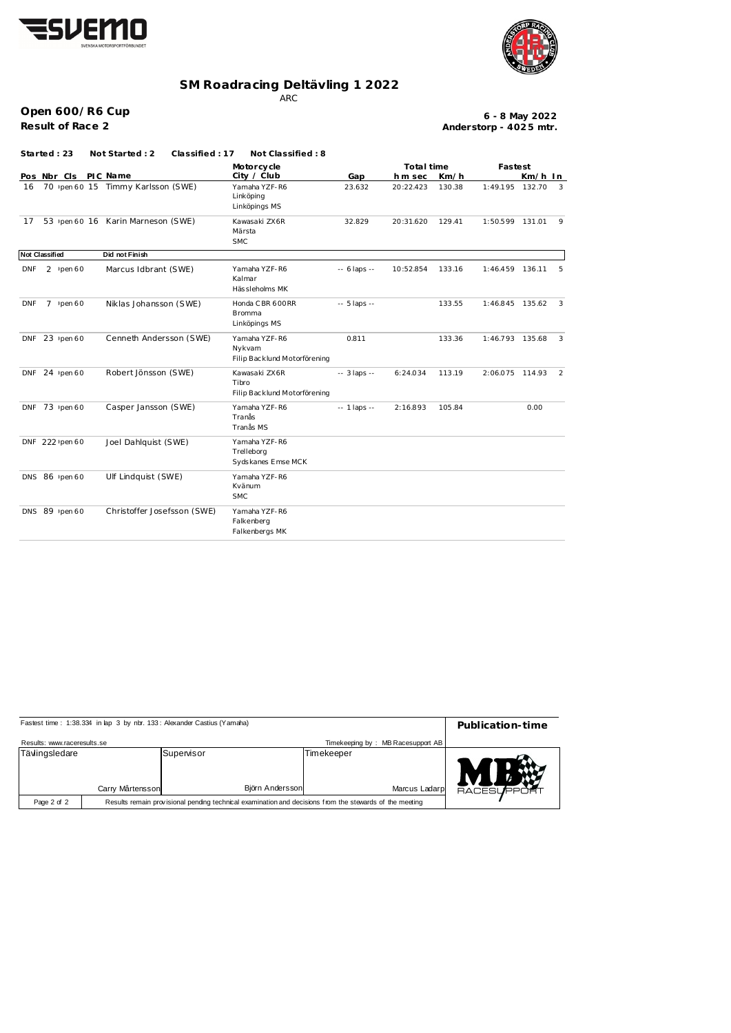## SM Roadracing Deltävling 1 2022

ARC

**Open 600/R6 Cup**

**Result of Race 2**

**6 - 8 May 2022**
**Anderstorp - 4025 mtr.**

**Started : 23 Not Started : 2 Classified : 17 Not Classified : 8**

| Pos | Nbr | Cls | PIC | Name | Motorcycle City / Club | Gap | Total time h m sec | Km/h | Fastest | Km/h | In |
|---|---|---|---|---|---|---|---|---|---|---|---|
| 16 | 70 | Open 60 | 15 | Timmy Karlsson (SWE) | Yamaha YZF-R6 Linköping Linköpings MS | 23.632 | 20:22.423 | 130.38 | 1:49.195 | 132.70 | 3 |
| 17 | 53 | Open 60 | 16 | Karin Marneson (SWE) | Kawasaki ZX6R Märsta SMC | 32.829 | 20:31.620 | 129.41 | 1:50.599 | 131.01 | 9 |
| **Not Classified** | | | | **Did not Finish** | | | | | | | |
| DNF | 2 | Open 60 | | Marcus Idbrant (SWE) | Yamaha YZF-R6 Kalmar Hässleholms MK | -- 6 laps -- | 10:52.854 | 133.16 | 1:46.459 | 136.11 | 5 |
| DNF | 7 | Open 60 | | Niklas Johansson (SWE) | Honda CBR 600RR Bromma Linköpings MS | -- 5 laps -- | | 133.55 | 1:46.845 | 135.62 | 3 |
| DNF | 23 | Open 60 | | Cenneth Andersson (SWE) | Yamaha YZF-R6 Nykvarn Filip Backlund Motorförening | 0.811 | | 133.36 | 1:46.793 | 135.68 | 3 |
| DNF | 24 | Open 60 | | Robert Jönsson (SWE) | Kawasaki ZX6R Tibro Filip Backlund Motorförening | -- 3 laps -- | 6:24.034 | 113.19 | 2:06.075 | 114.93 | 2 |
| DNF | 73 | Open 60 | | Casper Jansson (SWE) | Yamaha YZF-R6 Tranås Tranås MS | -- 1 laps -- | 2:16.893 | 105.84 | | 0.00 | |
| DNF | 222 | Open 60 | | Joel Dahlquist (SWE) | Yamaha YZF-R6 Trelleborg Sydskanes Emse MCK | | | | | | |
| DNS | 86 | Open 60 | | Ulf Lindquist (SWE) | Yamaha YZF-R6 Kvänum SMC | | | | | | |
| DNS | 89 | Open 60 | | Christoffer Josefsson (SWE) | Yamaha YZF-R6 Falkenberg Falkenbergs MK | | | | | | |

Fastest time : 1:38.334 in lap 3 by nbr. 133 : Alexander Castius (Yamaha)

**Publication-time**

Results: www.raceresults.se

Timekeeping by : MB Racesupport AB

| Tävlingsledare | Supervisor | Timekeeper |
|---|---|---|
| Carry Mårtensson | Björn Andersson | Marcus Ladarp |

Results remain provisional pending technical examination and decisions from the stewards of the meeting